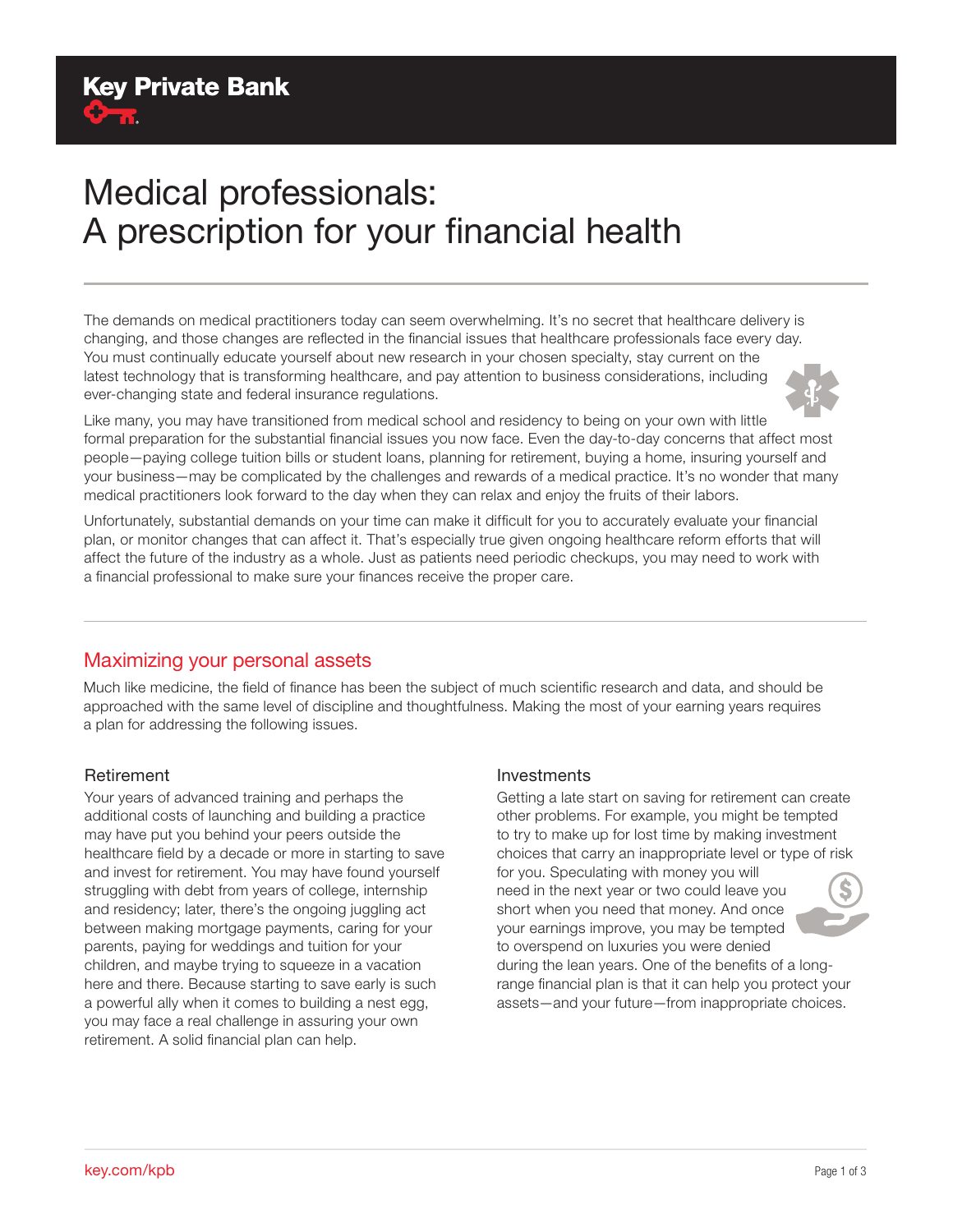Key Private Bank

# Medical professionals: A prescription for your financial health

The demands on medical practitioners today can seem overwhelming. It's no secret that healthcare delivery is changing, and those changes are reflected in the financial issues that healthcare professionals face every day. You must continually educate yourself about new research in your chosen specialty, stay current on the latest technology that is transforming healthcare, and pay attention to business considerations, including ever-changing state and federal insurance regulations.

Like many, you may have transitioned from medical school and residency to being on your own with little formal preparation for the substantial financial issues you now face. Even the day-to-day concerns that affect most people—paying college tuition bills or student loans, planning for retirement, buying a home, insuring yourself and your business—may be complicated by the challenges and rewards of a medical practice. It's no wonder that many medical practitioners look forward to the day when they can relax and enjoy the fruits of their labors.

Unfortunately, substantial demands on your time can make it difficult for you to accurately evaluate your financial plan, or monitor changes that can affect it. That's especially true given ongoing healthcare reform efforts that will affect the future of the industry as a whole. Just as patients need periodic checkups, you may need to work with a financial professional to make sure your finances receive the proper care.

## Maximizing your personal assets

Much like medicine, the field of finance has been the subject of much scientific research and data, and should be approached with the same level of discipline and thoughtfulness. Making the most of your earning years requires a plan for addressing the following issues.

### Retirement

Your years of advanced training and perhaps the additional costs of launching and building a practice may have put you behind your peers outside the healthcare field by a decade or more in starting to save and invest for retirement. You may have found yourself struggling with debt from years of college, internship and residency; later, there's the ongoing juggling act between making mortgage payments, caring for your parents, paying for weddings and tuition for your children, and maybe trying to squeeze in a vacation here and there. Because starting to save early is such a powerful ally when it comes to building a nest egg, you may face a real challenge in assuring your own retirement. A solid financial plan can help.

### Investments

Getting a late start on saving for retirement can create other problems. For example, you might be tempted to try to make up for lost time by making investment choices that carry an inappropriate level or type of risk for you. Speculating with money you will need in the next year or two could leave you short when you need that money. And once your earnings improve, you may be tempted to overspend on luxuries you were denied during the lean years. One of the benefits of a long-range financial plan is that it can help you protect your assets—and your future—from inappropriate choices.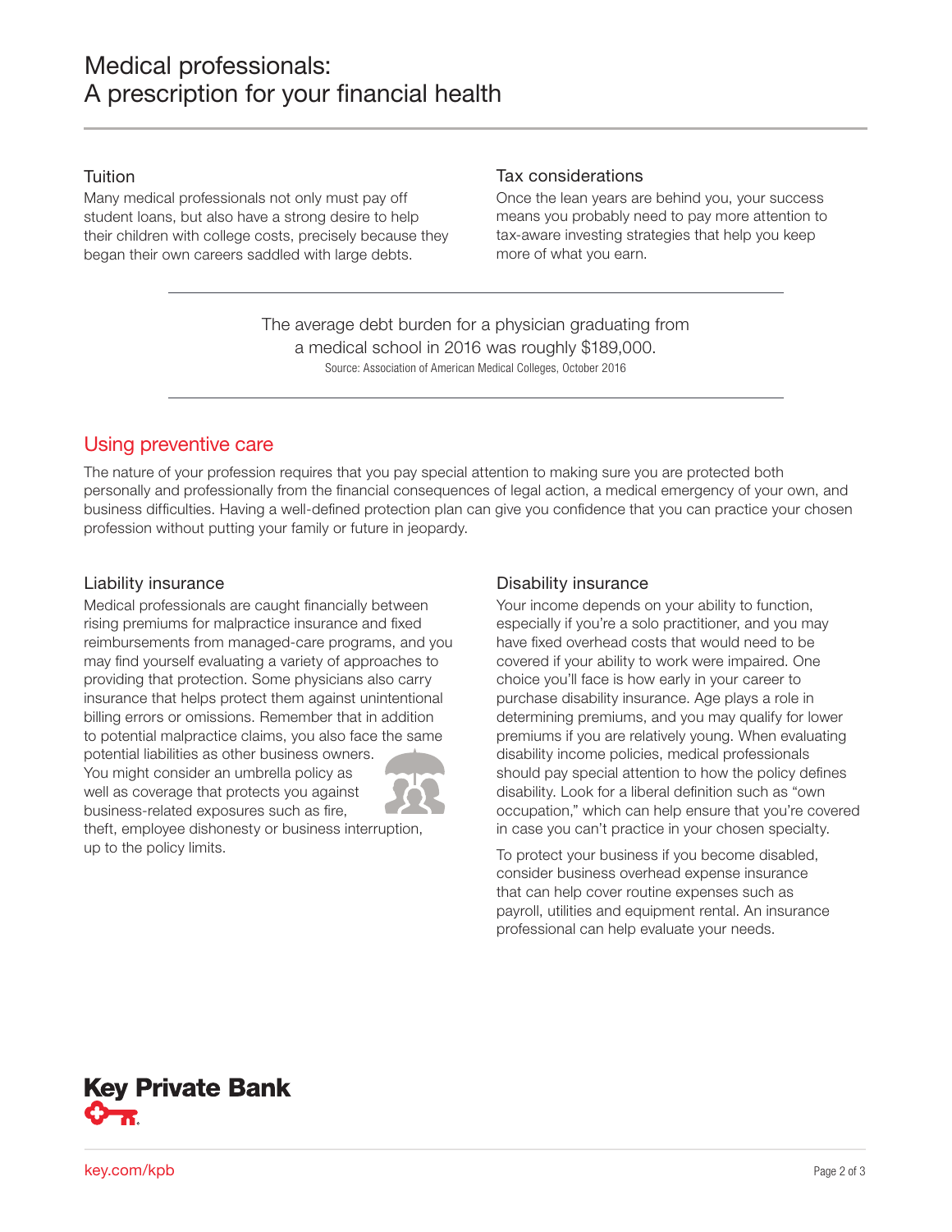## Tuition

Many medical professionals not only must pay off student loans, but also have a strong desire to help their children with college costs, precisely because they began their own careers saddled with large debts.

## Tax considerations

Once the lean years are behind you, your success means you probably need to pay more attention to tax-aware investing strategies that help you keep more of what you earn.

---

The average debt burden for a physician graduating from a medical school in 2016 was roughly $189,000.

Source: Association of American Medical Colleges, October 2016

---

# Using preventive care

The nature of your profession requires that you pay special attention to making sure you are protected both personally and professionally from the financial consequences of legal action, a medical emergency of your own, and business difficulties. Having a well-defined protection plan can give you confidence that you can practice your chosen profession without putting your family or future in jeopardy.

## Liability insurance

Medical professionals are caught financially between rising premiums for malpractice insurance and fixed reimbursements from managed-care programs, and you may find yourself evaluating a variety of approaches to providing that protection. Some physicians also carry insurance that helps protect them against unintentional billing errors or omissions. Remember that in addition to potential malpractice claims, you also face the same potential liabilities as other business owners. You might consider an umbrella policy as well as coverage that protects you against business-related exposures such as fire, theft, employee dishonesty or business interruption, up to the policy limits.

## Disability insurance

Your income depends on your ability to function, especially if you're a solo practitioner, and you may have fixed overhead costs that would need to be covered if your ability to work were impaired. One choice you'll face is how early in your career to purchase disability insurance. Age plays a role in determining premiums, and you may qualify for lower premiums if you are relatively young. When evaluating disability income policies, medical professionals should pay special attention to how the policy defines disability. Look for a liberal definition such as "own occupation," which can help ensure that you're covered in case you can't practice in your chosen specialty.

To protect your business if you become disabled, consider business overhead expense insurance that can help cover routine expenses such as payroll, utilities and equipment rental. An insurance professional can help evaluate your needs.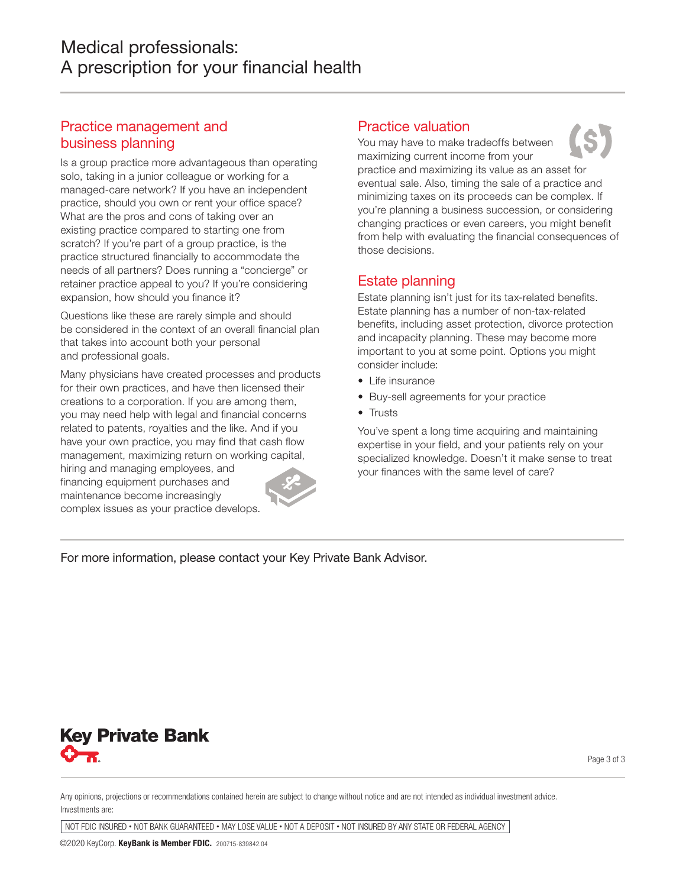# Medical professionals: A prescription for your financial health

## Practice management and business planning

Is a group practice more advantageous than operating solo, taking in a junior colleague or working for a managed-care network? If you have an independent practice, should you own or rent your office space? What are the pros and cons of taking over an existing practice compared to starting one from scratch? If you're part of a group practice, is the practice structured financially to accommodate the needs of all partners? Does running a "concierge" or retainer practice appeal to you? If you're considering expansion, how should you finance it?

Questions like these are rarely simple and should be considered in the context of an overall financial plan that takes into account both your personal and professional goals.

Many physicians have created processes and products for their own practices, and have then licensed their creations to a corporation. If you are among them, you may need help with legal and financial concerns related to patents, royalties and the like. And if you have your own practice, you may find that cash flow management, maximizing return on working capital, hiring and managing employees, and financing equipment purchases and maintenance become increasingly complex issues as your practice develops.

## Practice valuation

You may have to make tradeoffs between maximizing current income from your practice and maximizing its value as an asset for eventual sale. Also, timing the sale of a practice and minimizing taxes on its proceeds can be complex. If you're planning a business succession, or considering changing practices or even careers, you might benefit from help with evaluating the financial consequences of those decisions.

## Estate planning

Estate planning isn't just for its tax-related benefits. Estate planning has a number of non-tax-related benefits, including asset protection, divorce protection and incapacity planning. These may become more important to you at some point. Options you might consider include:

- Life insurance
- Buy-sell agreements for your practice
- Trusts

You've spent a long time acquiring and maintaining expertise in your field, and your patients rely on your specialized knowledge. Doesn't it make sense to treat your finances with the same level of care?

For more information, please contact your Key Private Bank Advisor.

Key Private Bank

Any opinions, projections or recommendations contained herein are subject to change without notice and are not intended as individual investment advice.
Investments are:

NOT FDIC INSURED • NOT BANK GUARANTEED • MAY LOSE VALUE • NOT A DEPOSIT • NOT INSURED BY ANY STATE OR FEDERAL AGENCY

©2020 KeyCorp. **KeyBank is Member FDIC.** 200715-839842.04